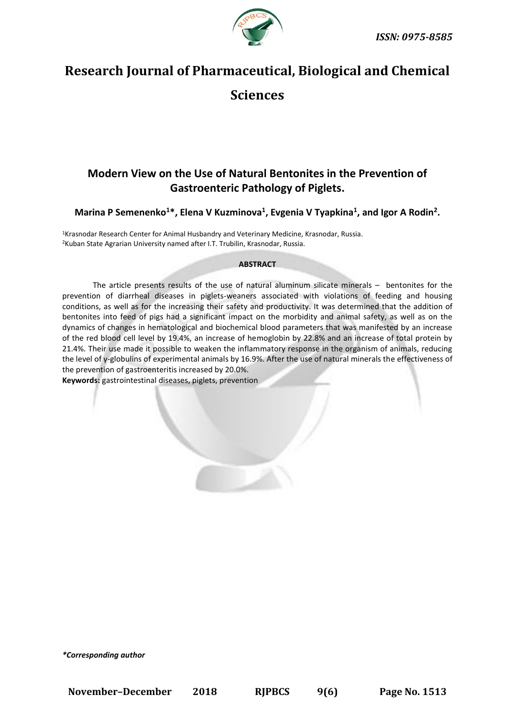# Research Journal of Pharmaceutical, Biological and Chemical Sciences

## Modern View on the Use of Natural Bentonites in the Prevention of Gastroenteric Pathology of Piglets.

**Marina P Semenenko[1]*, Elena V Kuzminova[1], Evgenia V Tyapkina[1], and Igor A Rodin[2].**

[1]Krasnodar Research Center for Animal Husbandry and Veterinary Medicine, Krasnodar, Russia.
[2]Kuban State Agrarian University named after I.T. Trubilin, Krasnodar, Russia.

**ABSTRACT**

The article presents results of the use of natural aluminum silicate minerals – bentonites for the prevention of diarrheal diseases in piglets-weaners associated with violations of feeding and housing conditions, as well as for the increasing their safety and productivity. It was determined that the addition of bentonites into feed of pigs had a significant impact on the morbidity and animal safety, as well as on the dynamics of changes in hematological and biochemical blood parameters that was manifested by an increase of the red blood cell level by 19.4%, an increase of hemoglobin by 22.8% and an increase of total protein by 21.4%. Their use made it possible to weaken the inflammatory response in the organism of animals, reducing the level of γ-globulins of experimental animals by 16.9%. After the use of natural minerals the effectiveness of the prevention of gastroenteritis increased by 20.0%.

**Keywords:** gastrointestinal diseases, piglets, prevention

*\*Corresponding author*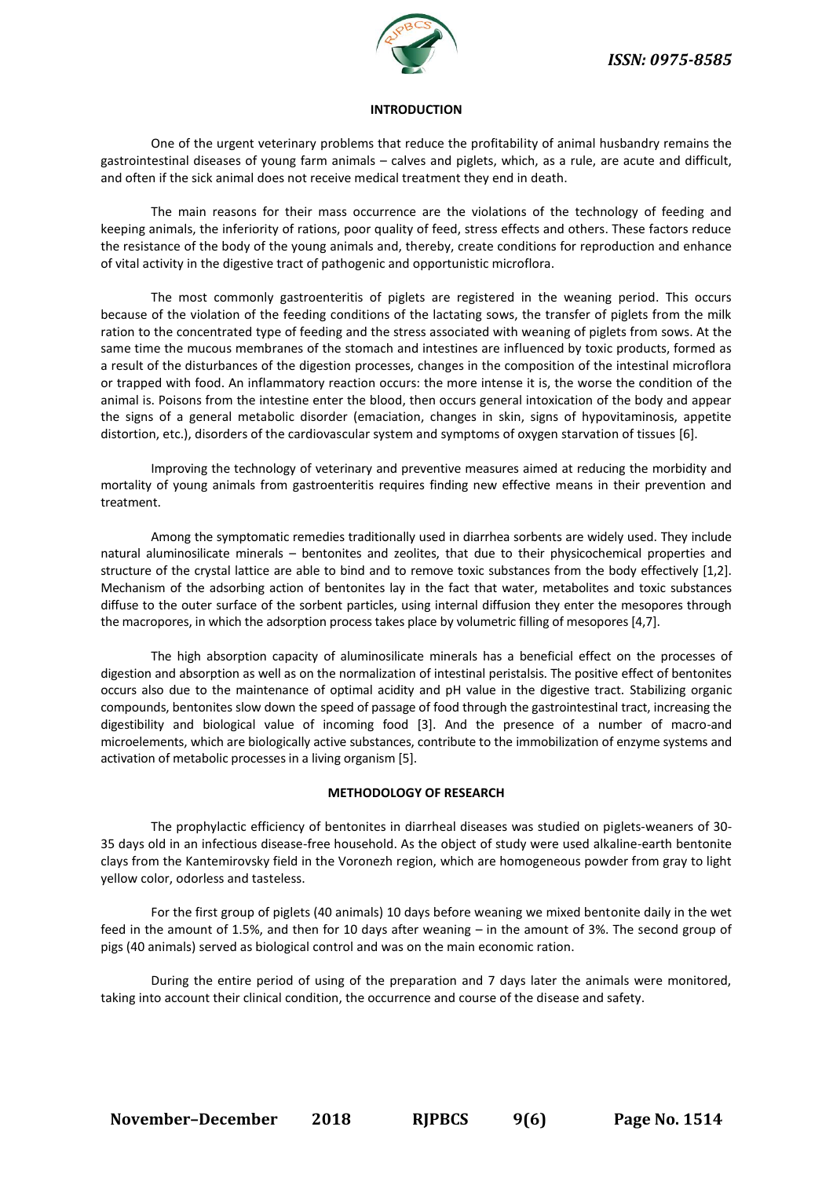## INTRODUCTION

One of the urgent veterinary problems that reduce the profitability of animal husbandry remains the gastrointestinal diseases of young farm animals – calves and piglets, which, as a rule, are acute and difficult, and often if the sick animal does not receive medical treatment they end in death.

The main reasons for their mass occurrence are the violations of the technology of feeding and keeping animals, the inferiority of rations, poor quality of feed, stress effects and others. These factors reduce the resistance of the body of the young animals and, thereby, create conditions for reproduction and enhance of vital activity in the digestive tract of pathogenic and opportunistic microflora.

The most commonly gastroenteritis of piglets are registered in the weaning period. This occurs because of the violation of the feeding conditions of the lactating sows, the transfer of piglets from the milk ration to the concentrated type of feeding and the stress associated with weaning of piglets from sows. At the same time the mucous membranes of the stomach and intestines are influenced by toxic products, formed as a result of the disturbances of the digestion processes, changes in the composition of the intestinal microflora or trapped with food. An inflammatory reaction occurs: the more intense it is, the worse the condition of the animal is. Poisons from the intestine enter the blood, then occurs general intoxication of the body and appear the signs of a general metabolic disorder (emaciation, changes in skin, signs of hypovitaminosis, appetite distortion, etc.), disorders of the cardiovascular system and symptoms of oxygen starvation of tissues [6].

Improving the technology of veterinary and preventive measures aimed at reducing the morbidity and mortality of young animals from gastroenteritis requires finding new effective means in their prevention and treatment.

Among the symptomatic remedies traditionally used in diarrhea sorbents are widely used. They include natural aluminosilicate minerals – bentonites and zeolites, that due to their physicochemical properties and structure of the crystal lattice are able to bind and to remove toxic substances from the body effectively [1,2]. Mechanism of the adsorbing action of bentonites lay in the fact that water, metabolites and toxic substances diffuse to the outer surface of the sorbent particles, using internal diffusion they enter the mesopores through the macropores, in which the adsorption process takes place by volumetric filling of mesopores [4,7].

The high absorption capacity of aluminosilicate minerals has a beneficial effect on the processes of digestion and absorption as well as on the normalization of intestinal peristalsis. The positive effect of bentonites occurs also due to the maintenance of optimal acidity and pH value in the digestive tract. Stabilizing organic compounds, bentonites slow down the speed of passage of food through the gastrointestinal tract, increasing the digestibility and biological value of incoming food [3]. And the presence of a number of macro-and microelements, which are biologically active substances, contribute to the immobilization of enzyme systems and activation of metabolic processes in a living organism [5].

## METHODOLOGY OF RESEARCH

The prophylactic efficiency of bentonites in diarrheal diseases was studied on piglets-weaners of 30-35 days old in an infectious disease-free household. As the object of study were used alkaline-earth bentonite clays from the Kantemirovsky field in the Voronezh region, which are homogeneous powder from gray to light yellow color, odorless and tasteless.

For the first group of piglets (40 animals) 10 days before weaning we mixed bentonite daily in the wet feed in the amount of 1.5%, and then for 10 days after weaning – in the amount of 3%. The second group of pigs (40 animals) served as biological control and was on the main economic ration.

During the entire period of using of the preparation and 7 days later the animals were monitored, taking into account their clinical condition, the occurrence and course of the disease and safety.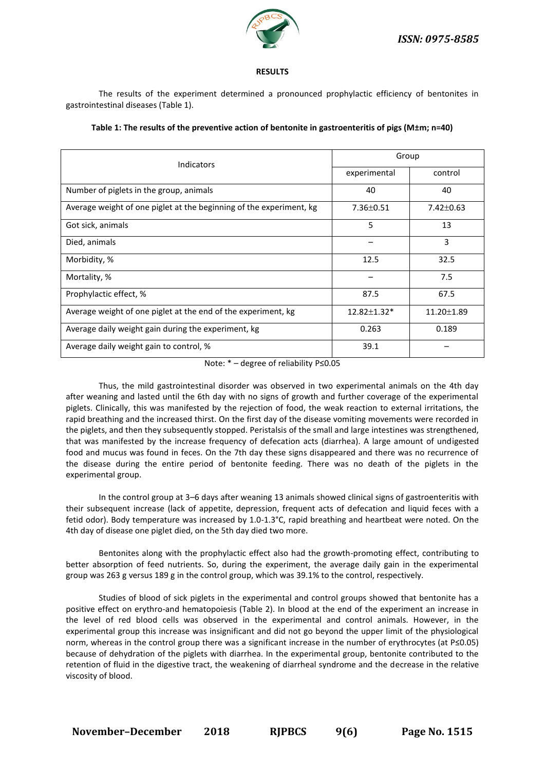## RESULTS

The results of the experiment determined a pronounced prophylactic efficiency of bentonites in gastrointestinal diseases (Table 1).

**Table 1: The results of the preventive action of bentonite in gastroenteritis of pigs (M±m; n=40)**

| Indicators | Group | |
|---|---|---|
| | experimental | control |
| Number of piglets in the group, animals | 40 | 40 |
| Average weight of one piglet at the beginning of the experiment, kg | 7.36±0.51 | 7.42±0.63 |
| Got sick, animals | 5 | 13 |
| Died, animals | – | 3 |
| Morbidity, % | 12.5 | 32.5 |
| Mortality, % | – | 7.5 |
| Prophylactic effect, % | 87.5 | 67.5 |
| Average weight of one piglet at the end of the experiment, kg | 12.82±1.32* | 11.20±1.89 |
| Average daily weight gain during the experiment, kg | 0.263 | 0.189 |
| Average daily weight gain to control, % | 39.1 | – |

Note: * – degree of reliability P≤0.05

Thus, the mild gastrointestinal disorder was observed in two experimental animals on the 4th day after weaning and lasted until the 6th day with no signs of growth and further coverage of the experimental piglets. Clinically, this was manifested by the rejection of food, the weak reaction to external irritations, the rapid breathing and the increased thirst. On the first day of the disease vomiting movements were recorded in the piglets, and then they subsequently stopped. Peristalsis of the small and large intestines was strengthened, that was manifested by the increase frequency of defecation acts (diarrhea). A large amount of undigested food and mucus was found in feces. On the 7th day these signs disappeared and there was no recurrence of the disease during the entire period of bentonite feeding. There was no death of the piglets in the experimental group.

In the control group at 3–6 days after weaning 13 animals showed clinical signs of gastroenteritis with their subsequent increase (lack of appetite, depression, frequent acts of defecation and liquid feces with a fetid odor). Body temperature was increased by 1.0-1.3°C, rapid breathing and heartbeat were noted. On the 4th day of disease one piglet died, on the 5th day died two more.

Bentonites along with the prophylactic effect also had the growth-promoting effect, contributing to better absorption of feed nutrients. So, during the experiment, the average daily gain in the experimental group was 263 g versus 189 g in the control group, which was 39.1% to the control, respectively.

Studies of blood of sick piglets in the experimental and control groups showed that bentonite has a positive effect on erythro-and hematopoiesis (Table 2). In blood at the end of the experiment an increase in the level of red blood cells was observed in the experimental and control animals. However, in the experimental group this increase was insignificant and did not go beyond the upper limit of the physiological norm, whereas in the control group there was a significant increase in the number of erythrocytes (at P≤0.05) because of dehydration of the piglets with diarrhea. In the experimental group, bentonite contributed to the retention of fluid in the digestive tract, the weakening of diarrheal syndrome and the decrease in the relative viscosity of blood.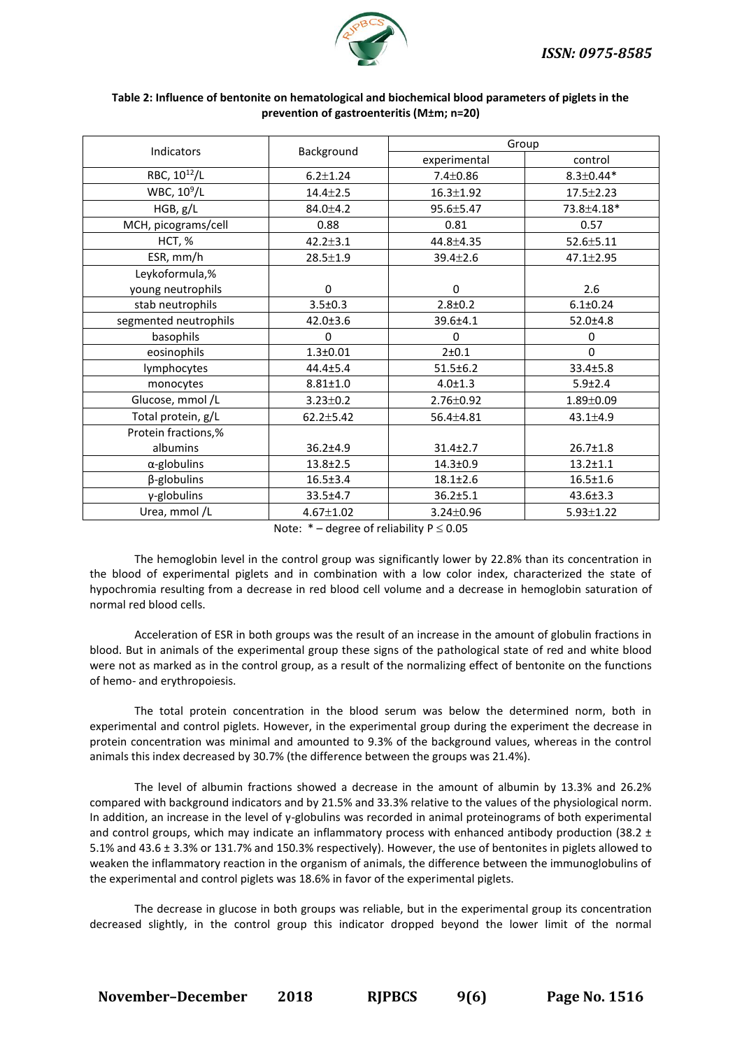**Table 2: Influence of bentonite on hematological and biochemical blood parameters of piglets in the prevention of gastroenteritis (M±m; n=20)**

| Indicators | Background | Group | |
|---|---|---|---|
| | | experimental | control |
| RBC, $10^{12}$/L | 6.2±1.24 | 7.4±0.86 | 8.3±0.44* |
| WBC, $10^{9}$/L | 14.4±2.5 | 16.3±1.92 | 17.5±2.23 |
| HGB, g/L | 84.0±4.2 | 95.6±5.47 | 73.8±4.18* |
| MCH, picograms/cell | 0.88 | 0.81 | 0.57 |
| HCT, % | 42.2±3.1 | 44.8±4.35 | 52.6±5.11 |
| ESR, mm/h | 28.5±1.9 | 39.4±2.6 | 47.1±2.95 |
| Leykoformula,% young neutrophils | 0 | 0 | 2.6 |
| stab neutrophils | 3.5±0.3 | 2.8±0.2 | 6.1±0.24 |
| segmented neutrophils | 42.0±3.6 | 39.6±4.1 | 52.0±4.8 |
| basophils | 0 | 0 | 0 |
| eosinophils | 1.3±0.01 | 2±0.1 | 0 |
| lymphocytes | 44.4±5.4 | 51.5±6.2 | 33.4±5.8 |
| monocytes | 8.81±1.0 | 4.0±1.3 | 5.9±2.4 |
| Glucose, mmol /L | 3.23±0.2 | 2.76±0.92 | 1.89±0.09 |
| Total protein, g/L | 62.2±5.42 | 56.4±4.81 | 43.1±4.9 |
| Protein fractions,% albumins | 36.2±4.9 | 31.4±2.7 | 26.7±1.8 |
| α-globulins | 13.8±2.5 | 14.3±0.9 | 13.2±1.1 |
| β-globulins | 16.5±3.4 | 18.1±2.6 | 16.5±1.6 |
| γ-globulins | 33.5±4.7 | 36.2±5.1 | 43.6±3.3 |
| Urea, mmol /L | 4.67±1.02 | 3.24±0.96 | 5.93±1.22 |

Note: * – degree of reliability $P \leq 0.05$

The hemoglobin level in the control group was significantly lower by 22.8% than its concentration in the blood of experimental piglets and in combination with a low color index, characterized the state of hypochromia resulting from a decrease in red blood cell volume and a decrease in hemoglobin saturation of normal red blood cells.

Acceleration of ESR in both groups was the result of an increase in the amount of globulin fractions in blood. But in animals of the experimental group these signs of the pathological state of red and white blood were not as marked as in the control group, as a result of the normalizing effect of bentonite on the functions of hemo- and erythropoiesis.

The total protein concentration in the blood serum was below the determined norm, both in experimental and control piglets. However, in the experimental group during the experiment the decrease in protein concentration was minimal and amounted to 9.3% of the background values, whereas in the control animals this index decreased by 30.7% (the difference between the groups was 21.4%).

The level of albumin fractions showed a decrease in the amount of albumin by 13.3% and 26.2% compared with background indicators and by 21.5% and 33.3% relative to the values of the physiological norm. In addition, an increase in the level of γ-globulins was recorded in animal proteinograms of both experimental and control groups, which may indicate an inflammatory process with enhanced antibody production (38.2 ± 5.1% and 43.6 ± 3.3% or 131.7% and 150.3% respectively). However, the use of bentonites in piglets allowed to weaken the inflammatory reaction in the organism of animals, the difference between the immunoglobulins of the experimental and control piglets was 18.6% in favor of the experimental piglets.

The decrease in glucose in both groups was reliable, but in the experimental group its concentration decreased slightly, in the control group this indicator dropped beyond the lower limit of the normal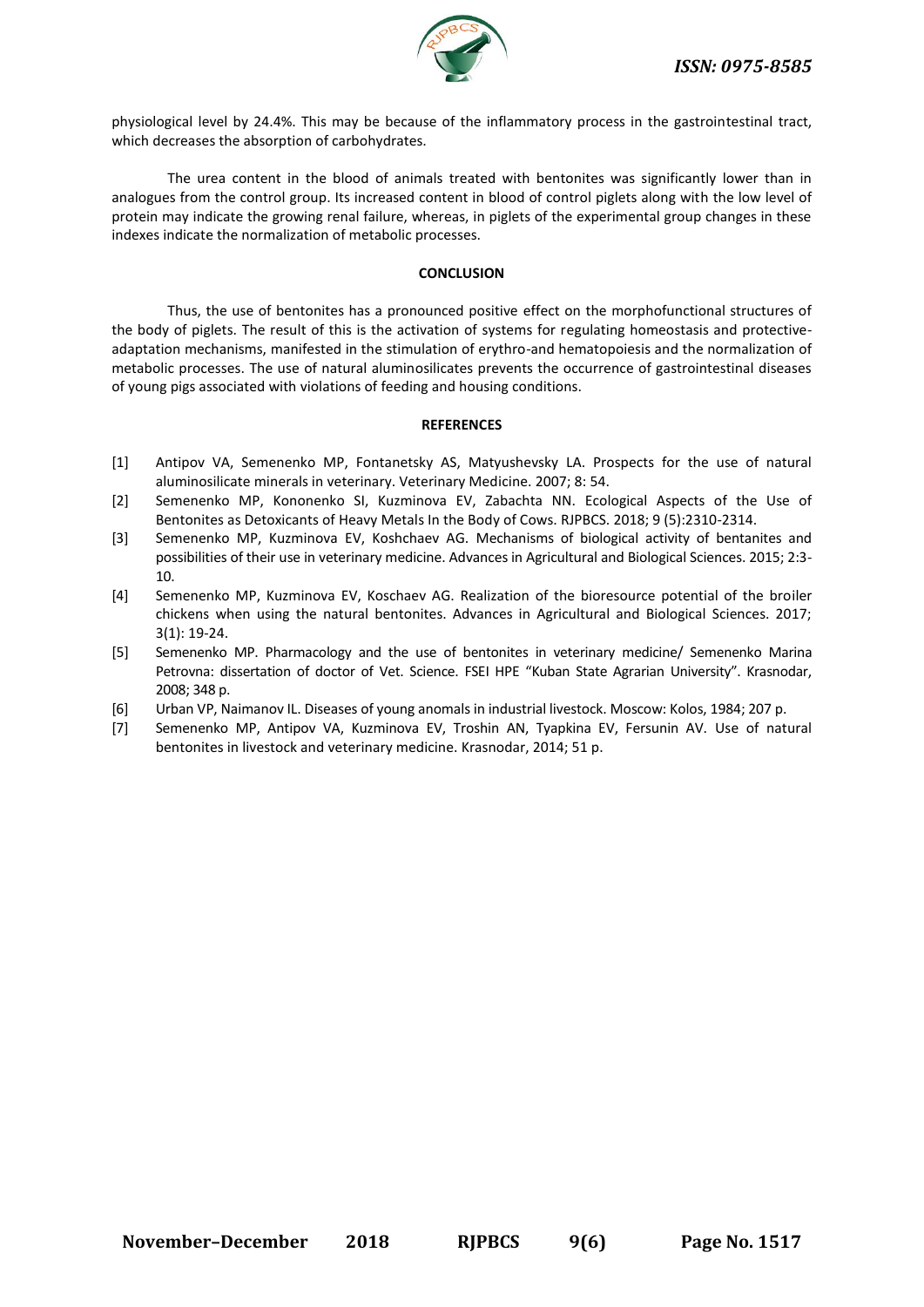physiological level by 24.4%. This may be because of the inflammatory process in the gastrointestinal tract, which decreases the absorption of carbohydrates.

The urea content in the blood of animals treated with bentonites was significantly lower than in analogues from the control group. Its increased content in blood of control piglets along with the low level of protein may indicate the growing renal failure, whereas, in piglets of the experimental group changes in these indexes indicate the normalization of metabolic processes.

## CONCLUSION

Thus, the use of bentonites has a pronounced positive effect on the morphofunctional structures of the body of piglets. The result of this is the activation of systems for regulating homeostasis and protective-adaptation mechanisms, manifested in the stimulation of erythro-and hematopoiesis and the normalization of metabolic processes. The use of natural aluminosilicates prevents the occurrence of gastrointestinal diseases of young pigs associated with violations of feeding and housing conditions.

## REFERENCES

[1] Antipov VA, Semenenko MP, Fontanetsky AS, Matyushevsky LA. Prospects for the use of natural aluminosilicate minerals in veterinary. Veterinary Medicine. 2007; 8: 54.

[2] Semenenko MP, Kononenko SI, Kuzminova EV, Zabachta NN. Ecological Aspects of the Use of Bentonites as Detoxicants of Heavy Metals In the Body of Cows. RJPBCS. 2018; 9 (5):2310-2314.

[3] Semenenko MP, Kuzminova EV, Koshchaev AG. Mechanisms of biological activity of bentanites and possibilities of their use in veterinary medicine. Advances in Agricultural and Biological Sciences. 2015; 2:3-10.

[4] Semenenko MP, Kuzminova EV, Koschaev AG. Realization of the bioresource potential of the broiler chickens when using the natural bentonites. Advances in Agricultural and Biological Sciences. 2017; 3(1): 19-24.

[5] Semenenko MP. Pharmacology and the use of bentonites in veterinary medicine/ Semenenko Marina Petrovna: dissertation of doctor of Vet. Science. FSEI HPE "Kuban State Agrarian University". Krasnodar, 2008; 348 p.

[6] Urban VP, Naimanov IL. Diseases of young anomals in industrial livestock. Moscow: Kolos, 1984; 207 p.

[7] Semenenko MP, Antipov VA, Kuzminova EV, Troshin AN, Tyapkina EV, Fersunin AV. Use of natural bentonites in livestock and veterinary medicine. Krasnodar, 2014; 51 p.